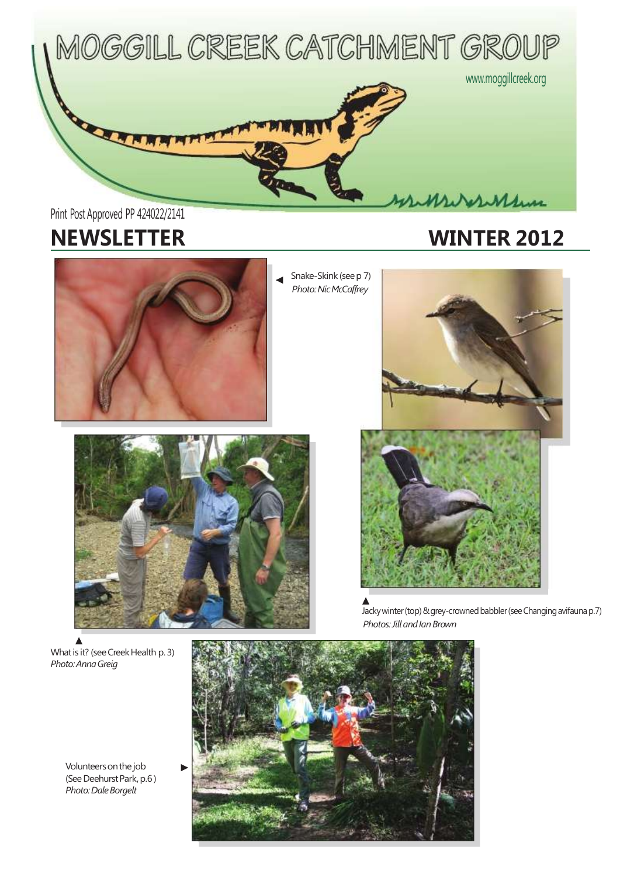# MOGGILL CREEK CATCHMENT GROUP

www.moggillcreek.org

Print Post Approved PP 424022/2141

## NEWSLETTER WINTER 2012

◄ Snake-Skink (see p 7)
*Photo: Nic McCaffrey*

▲
Jacky winter (top) & grey-crowned babbler (see Changing avifauna p.7)
*Photos: Jill and Ian Brown*

▲
What is it? (see Creek Health p. 3)
*Photo: Anna Greig*

Volunteers on the job
(See Deehurst Park, p.6) ►
*Photo: Dale Borgelt*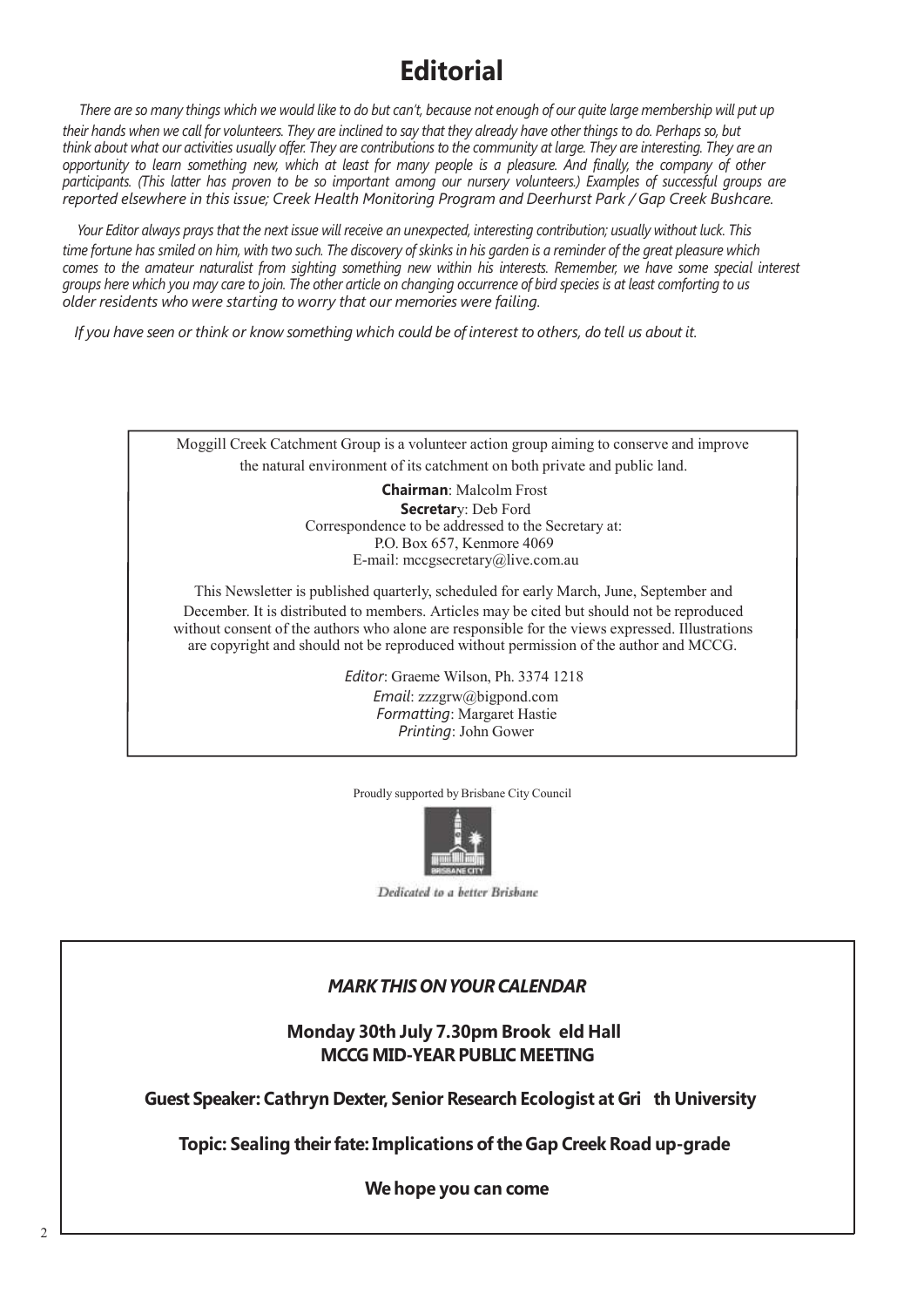# Editorial

*There are so many things which we would like to do but can't, because not enough of our quite large membership will put up their hands when we call for volunteers. They are inclined to say that they already have other things to do. Perhaps so, but think about what our activities usually offer. They are contributions to the community at large. They are interesting. They are an opportunity to learn something new, which at least for many people is a pleasure. And finally, the company of other participants. (This latter has proven to be so important among our nursery volunteers.) Examples of successful groups are reported elsewhere in this issue; Creek Health Monitoring Program and Deerhurst Park / Gap Creek Bushcare.*

*Your Editor always prays that the next issue will receive an unexpected, interesting contribution; usually without luck. This time fortune has smiled on him, with two such. The discovery of skinks in his garden is a reminder of the great pleasure which comes to the amateur naturalist from sighting something new within his interests. Remember, we have some special interest groups here which you may care to join. The other article on changing occurrence of bird species is at least comforting to us older residents who were starting to worry that our memories were failing.*

*If you have seen or think or know something which could be of interest to others, do tell us about it.*

Moggill Creek Catchment Group is a volunteer action group aiming to conserve and improve the natural environment of its catchment on both private and public land.

**Chairman**: Malcolm Frost
**Secretar**y: Deb Ford
Correspondence to be addressed to the Secretary at:
P.O. Box 657, Kenmore 4069
E-mail: mccgsecretary@live.com.au

This Newsletter is published quarterly, scheduled for early March, June, September and December. It is distributed to members. Articles may be cited but should not be reproduced without consent of the authors who alone are responsible for the views expressed. Illustrations are copyright and should not be reproduced without permission of the author and MCCG.

*Editor*: Graeme Wilson, Ph. 3374 1218
*Email*: zzzgrw@bigpond.com
*Formatting*: Margaret Hastie
*Printing*: John Gower

Proudly supported by Brisbane City Council

*Dedicated to a better Brisbane*

***MARK THIS ON YOUR CALENDAR***

**Monday 30th July 7.30pm Brookfield Hall**
**MCCG MID-YEAR PUBLIC MEETING**

**Guest Speaker: Cathryn Dexter, Senior Research Ecologist at Griffith University**

**Topic: Sealing their fate: Implications of the Gap Creek Road up-grade**

**We hope you can come**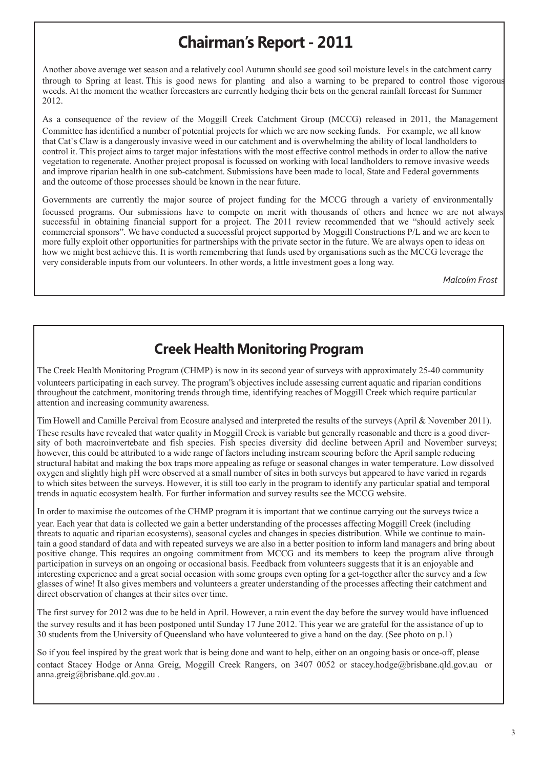## Chairman's Report - 2011

Another above average wet season and a relatively cool Autumn should see good soil moisture levels in the catchment carry through to Spring at least. This is good news for planting and also a warning to be prepared to control those vigorous weeds. At the moment the weather forecasters are currently hedging their bets on the general rainfall forecast for Summer 2012.

As a consequence of the review of the Moggill Creek Catchment Group (MCCG) released in 2011, the Management Committee has identified a number of potential projects for which we are now seeking funds. For example, we all know that Cat`s Claw is a dangerously invasive weed in our catchment and is overwhelming the ability of local landholders to control it. This project aims to target major infestations with the most effective control methods in order to allow the native vegetation to regenerate. Another project proposal is focussed on working with local landholders to remove invasive weeds and improve riparian health in one sub-catchment. Submissions have been made to local, State and Federal governments and the outcome of those processes should be known in the near future.

Governments are currently the major source of project funding for the MCCG through a variety of environmentally focussed programs. Our submissions have to compete on merit with thousands of others and hence we are not always successful in obtaining financial support for a project. The 2011 review recommended that we "should actively seek commercial sponsors". We have conducted a successful project supported by Moggill Constructions P/L and we are keen to more fully exploit other opportunities for partnerships with the private sector in the future. We are always open to ideas on how we might best achieve this. It is worth remembering that funds used by organisations such as the MCCG leverage the very considerable inputs from our volunteers. In other words, a little investment goes a long way.

*Malcolm Frost*

## Creek Health Monitoring Program

The Creek Health Monitoring Program (CHMP) is now in its second year of surveys with approximately 25-40 community volunteers participating in each survey. The program˝s objectives include assessing current aquatic and riparian conditions throughout the catchment, monitoring trends through time, identifying reaches of Moggill Creek which require particular attention and increasing community awareness.

Tim Howell and Camille Percival from Ecosure analysed and interpreted the results of the surveys (April & November 2011). These results have revealed that water quality in Moggill Creek is variable but generally reasonable and there is a good diversity of both macroinvertebate and fish species. Fish species diversity did decline between April and November surveys; however, this could be attributed to a wide range of factors including instream scouring before the April sample reducing structural habitat and making the box traps more appealing as refuge or seasonal changes in water temperature. Low dissolved oxygen and slightly high pH were observed at a small number of sites in both surveys but appeared to have varied in regards to which sites between the surveys. However, it is still too early in the program to identify any particular spatial and temporal trends in aquatic ecosystem health. For further information and survey results see the MCCG website.

In order to maximise the outcomes of the CHMP program it is important that we continue carrying out the surveys twice a year. Each year that data is collected we gain a better understanding of the processes affecting Moggill Creek (including threats to aquatic and riparian ecosystems), seasonal cycles and changes in species distribution. While we continue to maintain a good standard of data and with repeated surveys we are also in a better position to inform land managers and bring about positive change. This requires an ongoing commitment from MCCG and its members to keep the program alive through participation in surveys on an ongoing or occasional basis. Feedback from volunteers suggests that it is an enjoyable and interesting experience and a great social occasion with some groups even opting for a get-together after the survey and a few glasses of wine! It also gives members and volunteers a greater understanding of the processes affecting their catchment and direct observation of changes at their sites over time.

The first survey for 2012 was due to be held in April. However, a rain event the day before the survey would have influenced the survey results and it has been postponed until Sunday 17 June 2012. This year we are grateful for the assistance of up to 30 students from the University of Queensland who have volunteered to give a hand on the day. (See photo on p.1)

So if you feel inspired by the great work that is being done and want to help, either on an ongoing basis or once-off, please contact Stacey Hodge or Anna Greig, Moggill Creek Rangers, on 3407 0052 or stacey.hodge@brisbane.qld.gov.au or anna.greig@brisbane.qld.gov.au .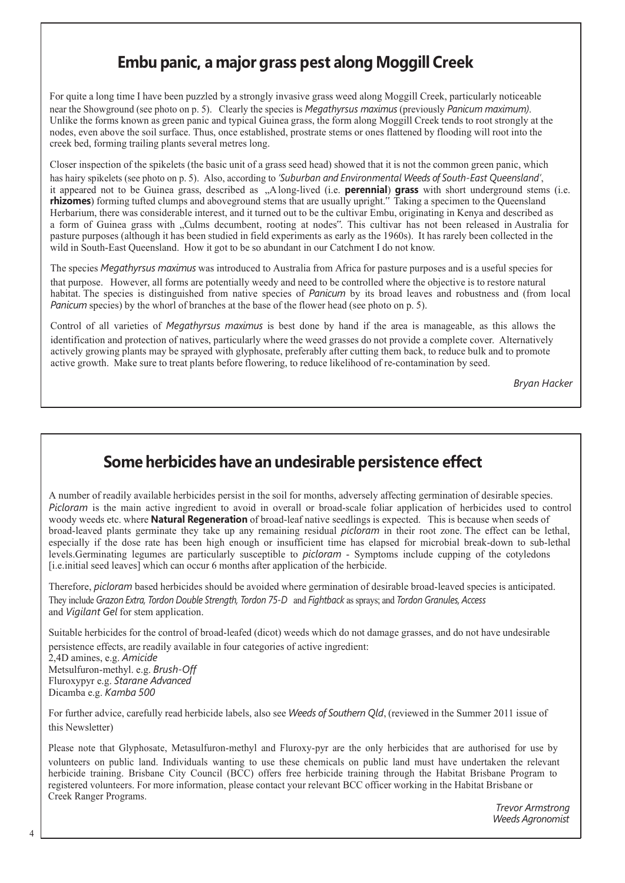## Embu panic, a major grass pest along Moggill Creek

For quite a long time I have been puzzled by a strongly invasive grass weed along Moggill Creek, particularly noticeable near the Showground (see photo on p. 5). Clearly the species is *Megathyrsus maximus* (previously *Panicum maximum).* Unlike the forms known as green panic and typical Guinea grass, the form along Moggill Creek tends to root strongly at the nodes, even above the soil surface. Thus, once established, prostrate stems or ones flattened by flooding will root into the creek bed, forming trailing plants several metres long.

Closer inspection of the spikelets (the basic unit of a grass seed head) showed that it is not the common green panic, which has hairy spikelets (see photo on p. 5). Also, according to *'Suburban and Environmental Weeds of South-East Queensland'*, it appeared not to be Guinea grass, described as „A long-lived (i.e. **perennial**) **grass** with short underground stems (i.e. **rhizomes**) forming tufted clumps and aboveground stems that are usually upright." Taking a specimen to the Queensland Herbarium, there was considerable interest, and it turned out to be the cultivar Embu, originating in Kenya and described as a form of Guinea grass with „Culms decumbent, rooting at nodes". This cultivar has not been released in Australia for pasture purposes (although it has been studied in field experiments as early as the 1960s). It has rarely been collected in the wild in South-East Queensland. How it got to be so abundant in our Catchment I do not know.

The species *Megathyrsus maximus* was introduced to Australia from Africa for pasture purposes and is a useful species for that purpose. However, all forms are potentially weedy and need to be controlled where the objective is to restore natural habitat. The species is distinguished from native species of *Panicum* by its broad leaves and robustness and (from local *Panicum* species) by the whorl of branches at the base of the flower head (see photo on p. 5).

Control of all varieties of *Megathyrsus maximus* is best done by hand if the area is manageable, as this allows the identification and protection of natives, particularly where the weed grasses do not provide a complete cover. Alternatively actively growing plants may be sprayed with glyphosate, preferably after cutting them back, to reduce bulk and to promote active growth. Make sure to treat plants before flowering, to reduce likelihood of re-contamination by seed.

*Bryan Hacker*

## Some herbicides have an undesirable persistence effect

A number of readily available herbicides persist in the soil for months, adversely affecting germination of desirable species. *Picloram* is the main active ingredient to avoid in overall or broad-scale foliar application of herbicides used to control woody weeds etc. where **Natural Regeneration** of broad-leaf native seedlings is expected. This is because when seeds of broad-leaved plants germinate they take up any remaining residual *picloram* in their root zone. The effect can be lethal, especially if the dose rate has been high enough or insufficient time has elapsed for microbial break-down to sub-lethal levels.Germinating legumes are particularly susceptible to *picloram* - Symptoms include cupping of the cotyledons [i.e.initial seed leaves] which can occur 6 months after application of the herbicide.

Therefore, *picloram* based herbicides should be avoided where germination of desirable broad-leaved species is anticipated. They include *Grazon Extra, Tordon Double Strength, Tordon 75-D* and *Fightback* as sprays; and *Tordon Granules, Access* and *Vigilant Gel* for stem application.

Suitable herbicides for the control of broad-leafed (dicot) weeds which do not damage grasses, and do not have undesirable persistence effects, are readily available in four categories of active ingredient:
2,4D amines, e.g. *Amicide*
Metsulfuron-methyl. e.g. *Brush-Off*
Fluroxypyr e.g. *Starane Advanced*
Dicamba e.g. *Kamba 500*

For further advice, carefully read herbicide labels, also see *Weeds of Southern Qld*, (reviewed in the Summer 2011 issue of this Newsletter)

Please note that Glyphosate, Metasulfuron-methyl and Fluroxy-pyr are the only herbicides that are authorised for use by volunteers on public land. Individuals wanting to use these chemicals on public land must have undertaken the relevant herbicide training. Brisbane City Council (BCC) offers free herbicide training through the Habitat Brisbane Program to registered volunteers. For more information, please contact your relevant BCC officer working in the Habitat Brisbane or Creek Ranger Programs.

*Trevor Armstrong*
*Weeds Agronomist*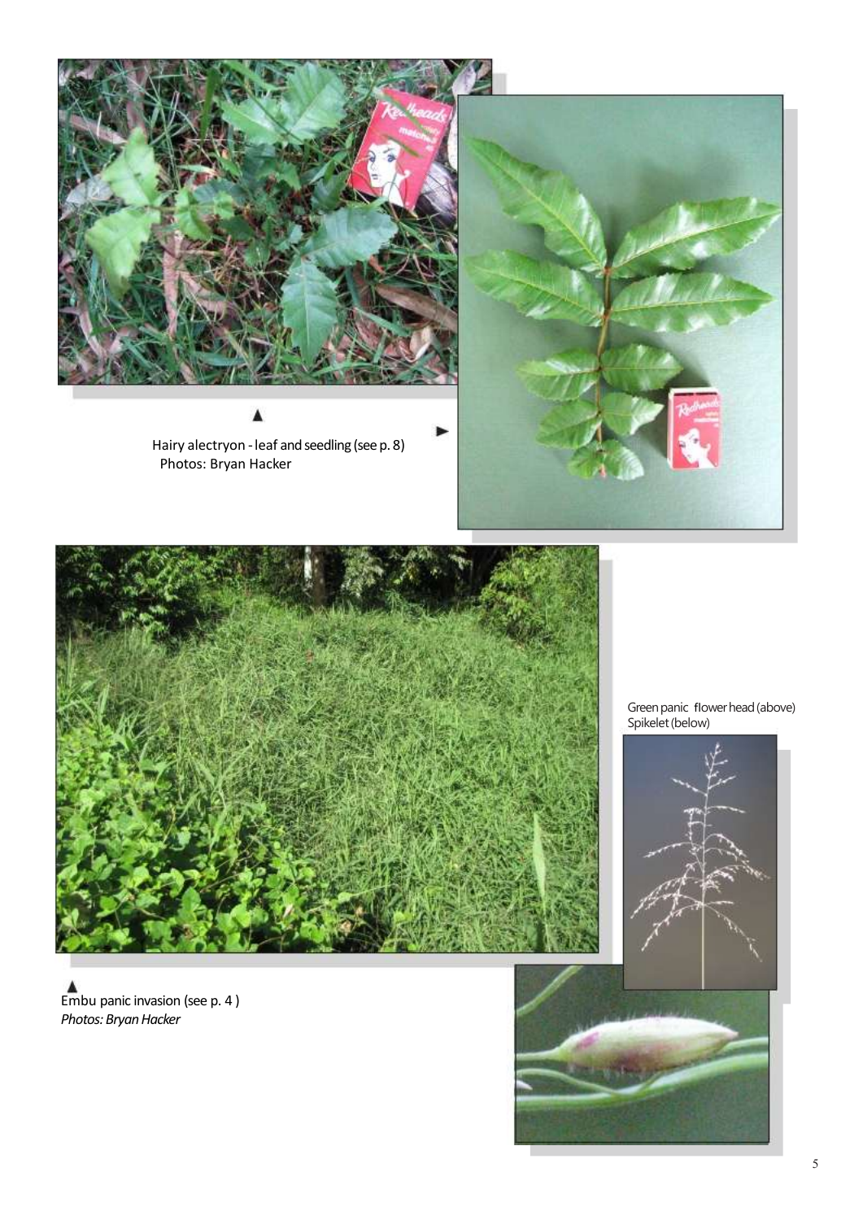▲

Hairy alectryon - leaf and seedling (see p. 8) ►
Photos: Bryan Hacker

Green panic flower head (above)
Spikelet (below)

▲
Embu panic invasion (see p. 4 )
*Photos: Bryan Hacker*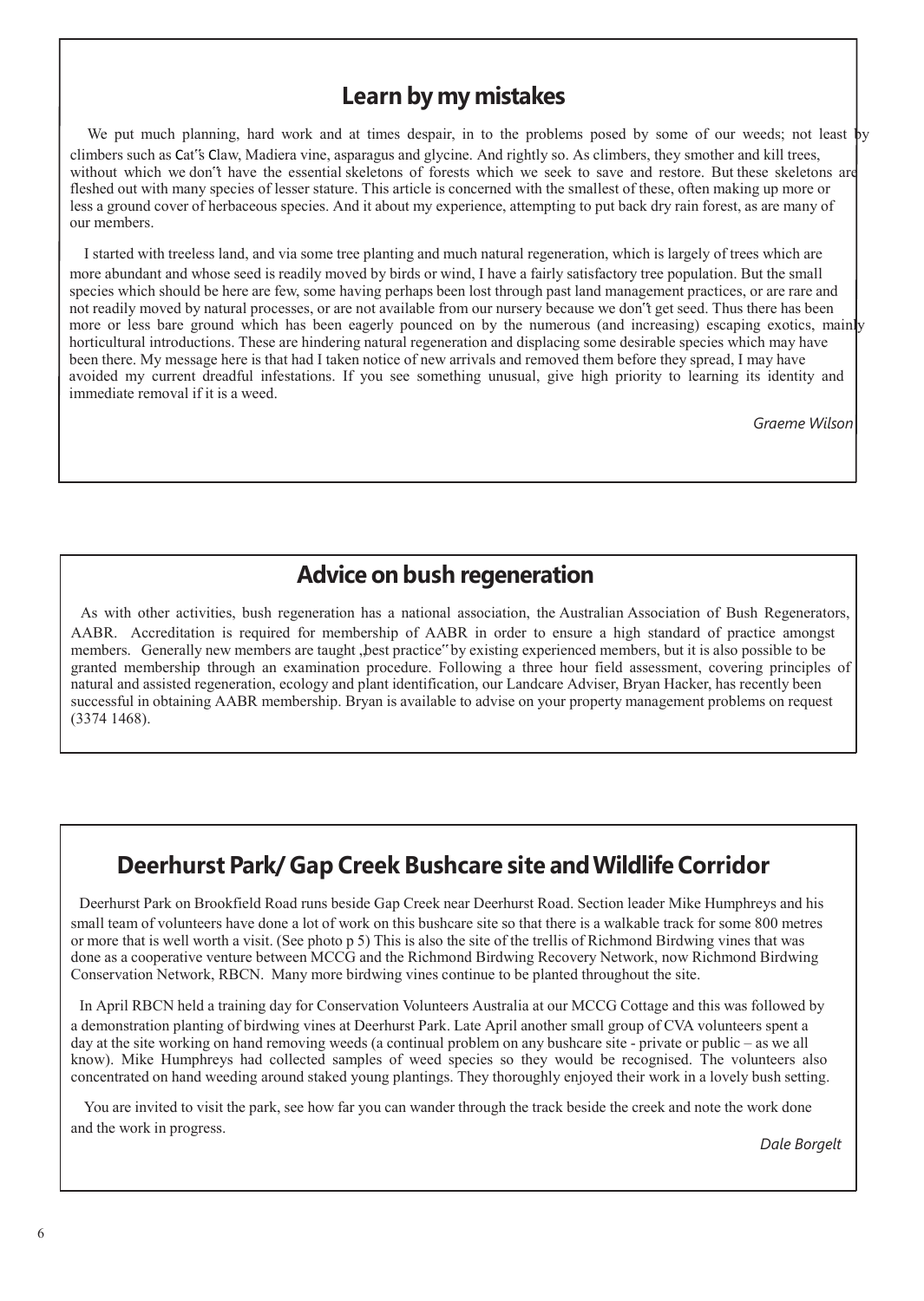## Learn by my mistakes

We put much planning, hard work and at times despair, in to the problems posed by some of our weeds; not least by climbers such as Cat"s Claw, Madiera vine, asparagus and glycine. And rightly so. As climbers, they smother and kill trees, without which we don"t have the essential skeletons of forests which we seek to save and restore. But these skeletons are fleshed out with many species of lesser stature. This article is concerned with the smallest of these, often making up more or less a ground cover of herbaceous species. And it about my experience, attempting to put back dry rain forest, as are many of our members.

I started with treeless land, and via some tree planting and much natural regeneration, which is largely of trees which are more abundant and whose seed is readily moved by birds or wind, I have a fairly satisfactory tree population. But the small species which should be here are few, some having perhaps been lost through past land management practices, or are rare and not readily moved by natural processes, or are not available from our nursery because we don"t get seed. Thus there has been more or less bare ground which has been eagerly pounced on by the numerous (and increasing) escaping exotics, mainly horticultural introductions. These are hindering natural regeneration and displacing some desirable species which may have been there. My message here is that had I taken notice of new arrivals and removed them before they spread, I may have avoided my current dreadful infestations. If you see something unusual, give high priority to learning its identity and immediate removal if it is a weed.

*Graeme Wilson*

## Advice on bush regeneration

As with other activities, bush regeneration has a national association, the Australian Association of Bush Regenerators, AABR. Accreditation is required for membership of AABR in order to ensure a high standard of practice amongst members. Generally new members are taught „best practice" by existing experienced members, but it is also possible to be granted membership through an examination procedure. Following a three hour field assessment, covering principles of natural and assisted regeneration, ecology and plant identification, our Landcare Adviser, Bryan Hacker, has recently been successful in obtaining AABR membership. Bryan is available to advise on your property management problems on request (3374 1468).

## Deerhurst Park/ Gap Creek Bushcare site and Wildlife Corridor

Deerhurst Park on Brookfield Road runs beside Gap Creek near Deerhurst Road. Section leader Mike Humphreys and his small team of volunteers have done a lot of work on this bushcare site so that there is a walkable track for some 800 metres or more that is well worth a visit. (See photo p 5) This is also the site of the trellis of Richmond Birdwing vines that was done as a cooperative venture between MCCG and the Richmond Birdwing Recovery Network, now Richmond Birdwing Conservation Network, RBCN. Many more birdwing vines continue to be planted throughout the site.

In April RBCN held a training day for Conservation Volunteers Australia at our MCCG Cottage and this was followed by a demonstration planting of birdwing vines at Deerhurst Park. Late April another small group of CVA volunteers spent a day at the site working on hand removing weeds (a continual problem on any bushcare site - private or public – as we all know). Mike Humphreys had collected samples of weed species so they would be recognised. The volunteers also concentrated on hand weeding around staked young plantings. They thoroughly enjoyed their work in a lovely bush setting.

You are invited to visit the park, see how far you can wander through the track beside the creek and note the work done and the work in progress.

*Dale Borgelt*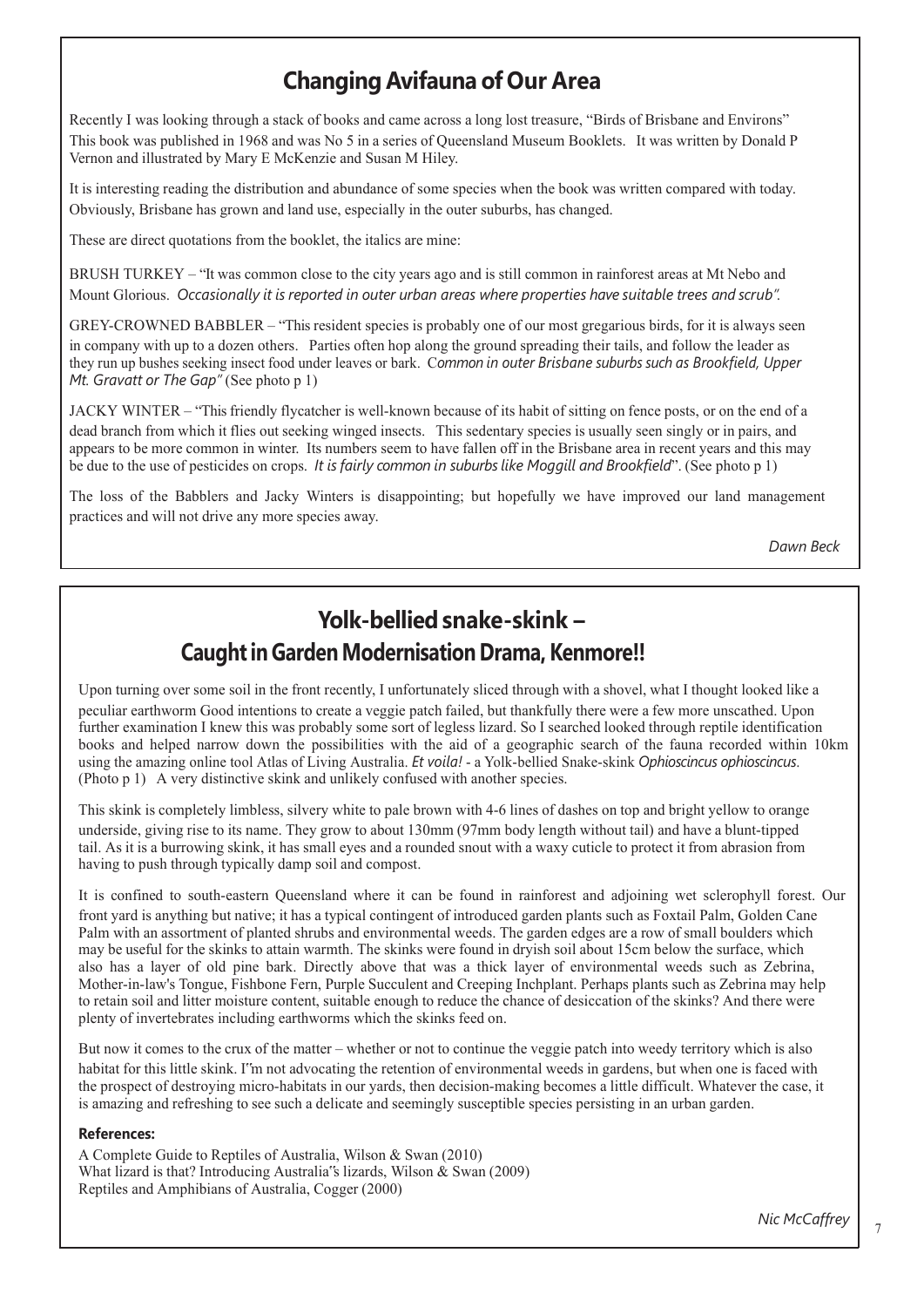## Changing Avifauna of Our Area

Recently I was looking through a stack of books and came across a long lost treasure, "Birds of Brisbane and Environs" This book was published in 1968 and was No 5 in a series of Queensland Museum Booklets. It was written by Donald P Vernon and illustrated by Mary E McKenzie and Susan M Hiley.

It is interesting reading the distribution and abundance of some species when the book was written compared with today. Obviously, Brisbane has grown and land use, especially in the outer suburbs, has changed.

These are direct quotations from the booklet, the italics are mine:

BRUSH TURKEY – "It was common close to the city years ago and is still common in rainforest areas at Mt Nebo and Mount Glorious. *Occasionally it is reported in outer urban areas where properties have suitable trees and scrub".*

GREY-CROWNED BABBLER – "This resident species is probably one of our most gregarious birds, for it is always seen in company with up to a dozen others. Parties often hop along the ground spreading their tails, and follow the leader as they run up bushes seeking insect food under leaves or bark. C*ommon in outer Brisbane suburbs such as Brookfield, Upper Mt. Gravatt or The Gap"* (See photo p 1)

JACKY WINTER – "This friendly flycatcher is well-known because of its habit of sitting on fence posts, or on the end of a dead branch from which it flies out seeking winged insects. This sedentary species is usually seen singly or in pairs, and appears to be more common in winter. Its numbers seem to have fallen off in the Brisbane area in recent years and this may be due to the use of pesticides on crops. *It is fairly common in suburbs like Moggill and Brookfield*". (See photo p 1)

The loss of the Babblers and Jacky Winters is disappointing; but hopefully we have improved our land management practices and will not drive any more species away.

*Dawn Beck*

## Yolk-bellied snake-skink – Caught in Garden Modernisation Drama, Kenmore!!

Upon turning over some soil in the front recently, I unfortunately sliced through with a shovel, what I thought looked like a peculiar earthworm Good intentions to create a veggie patch failed, but thankfully there were a few more unscathed. Upon further examination I knew this was probably some sort of legless lizard. So I searched looked through reptile identification books and helped narrow down the possibilities with the aid of a geographic search of the fauna recorded within 10km using the amazing online tool Atlas of Living Australia. *Et voila!* - a Yolk-bellied Snake-skink *Ophioscincus ophioscincus*. (Photo p 1) A very distinctive skink and unlikely confused with another species.

This skink is completely limbless, silvery white to pale brown with 4-6 lines of dashes on top and bright yellow to orange underside, giving rise to its name. They grow to about 130mm (97mm body length without tail) and have a blunt-tipped tail. As it is a burrowing skink, it has small eyes and a rounded snout with a waxy cuticle to protect it from abrasion from having to push through typically damp soil and compost.

It is confined to south-eastern Queensland where it can be found in rainforest and adjoining wet sclerophyll forest. Our front yard is anything but native; it has a typical contingent of introduced garden plants such as Foxtail Palm, Golden Cane Palm with an assortment of planted shrubs and environmental weeds. The garden edges are a row of small boulders which may be useful for the skinks to attain warmth. The skinks were found in dryish soil about 15cm below the surface, which also has a layer of old pine bark. Directly above that was a thick layer of environmental weeds such as Zebrina, Mother-in-law's Tongue, Fishbone Fern, Purple Succulent and Creeping Inchplant. Perhaps plants such as Zebrina may help to retain soil and litter moisture content, suitable enough to reduce the chance of desiccation of the skinks? And there were plenty of invertebrates including earthworms which the skinks feed on.

But now it comes to the crux of the matter – whether or not to continue the veggie patch into weedy territory which is also habitat for this little skink. I"m not advocating the retention of environmental weeds in gardens, but when one is faced with the prospect of destroying micro-habitats in our yards, then decision-making becomes a little difficult. Whatever the case, it is amazing and refreshing to see such a delicate and seemingly susceptible species persisting in an urban garden.

**References:**

A Complete Guide to Reptiles of Australia, Wilson & Swan (2010)
What lizard is that? Introducing Australia"s lizards, Wilson & Swan (2009)
Reptiles and Amphibians of Australia, Cogger (2000)

*Nic McCaffrey*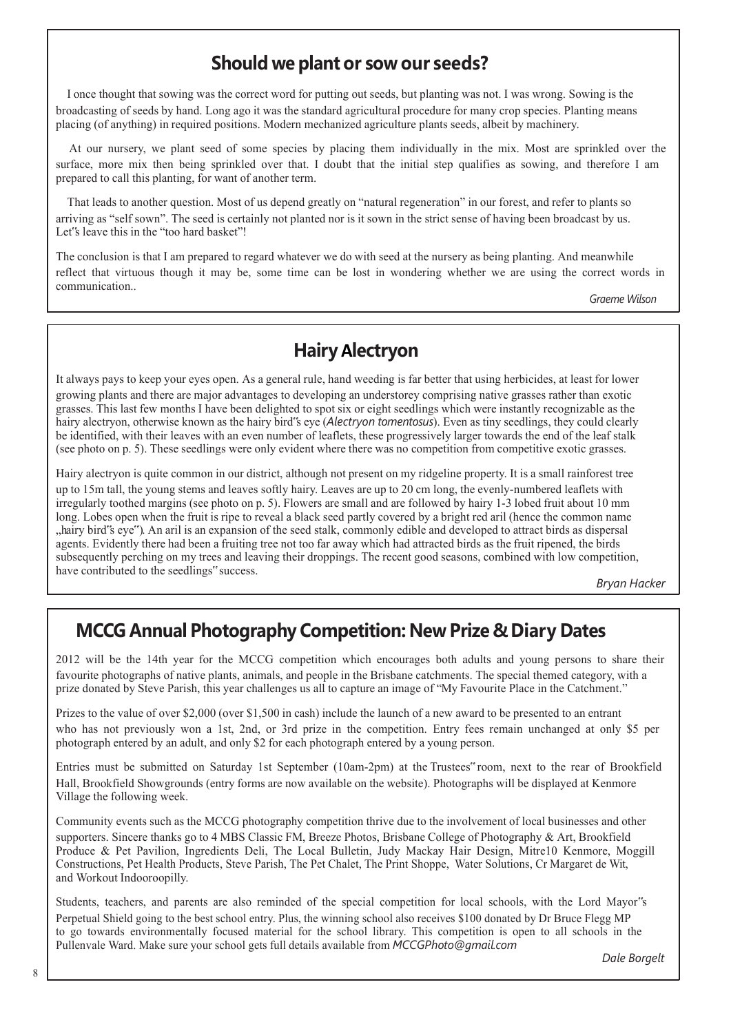## Should we plant or sow our seeds?

I once thought that sowing was the correct word for putting out seeds, but planting was not. I was wrong. Sowing is the broadcasting of seeds by hand. Long ago it was the standard agricultural procedure for many crop species. Planting means placing (of anything) in required positions. Modern mechanized agriculture plants seeds, albeit by machinery.

At our nursery, we plant seed of some species by placing them individually in the mix. Most are sprinkled over the surface, more mix then being sprinkled over that. I doubt that the initial step qualifies as sowing, and therefore I am prepared to call this planting, for want of another term.

That leads to another question. Most of us depend greatly on "natural regeneration" in our forest, and refer to plants so arriving as "self sown". The seed is certainly not planted nor is it sown in the strict sense of having been broadcast by us. Let"s leave this in the "too hard basket"!

The conclusion is that I am prepared to regard whatever we do with seed at the nursery as being planting. And meanwhile reflect that virtuous though it may be, some time can be lost in wondering whether we are using the correct words in communication..

*Graeme Wilson*

## Hairy Alectryon

It always pays to keep your eyes open. As a general rule, hand weeding is far better that using herbicides, at least for lower growing plants and there are major advantages to developing an understorey comprising native grasses rather than exotic grasses. This last few months I have been delighted to spot six or eight seedlings which were instantly recognizable as the hairy alectryon, otherwise known as the hairy bird"s eye (*Alectryon tomentosus*). Even as tiny seedlings, they could clearly be identified, with their leaves with an even number of leaflets, these progressively larger towards the end of the leaf stalk (see photo on p. 5). These seedlings were only evident where there was no competition from competitive exotic grasses.

Hairy alectryon is quite common in our district, although not present on my ridgeline property. It is a small rainforest tree up to 15m tall, the young stems and leaves softly hairy. Leaves are up to 20 cm long, the evenly-numbered leaflets with irregularly toothed margins (see photo on p. 5). Flowers are small and are followed by hairy 1-3 lobed fruit about 10 mm long. Lobes open when the fruit is ripe to reveal a black seed partly covered by a bright red aril (hence the common name „hairy bird"s eye"). An aril is an expansion of the seed stalk, commonly edible and developed to attract birds as dispersal agents. Evidently there had been a fruiting tree not too far away which had attracted birds as the fruit ripened, the birds subsequently perching on my trees and leaving their droppings. The recent good seasons, combined with low competition, have contributed to the seedlings" success.

*Bryan Hacker*

## MCCG Annual Photography Competition: New Prize & Diary Dates

2012 will be the 14th year for the MCCG competition which encourages both adults and young persons to share their favourite photographs of native plants, animals, and people in the Brisbane catchments. The special themed category, with a prize donated by Steve Parish, this year challenges us all to capture an image of "My Favourite Place in the Catchment."

Prizes to the value of over $2,000 (over $1,500 in cash) include the launch of a new award to be presented to an entrant who has not previously won a 1st, 2nd, or 3rd prize in the competition. Entry fees remain unchanged at only $5 per photograph entered by an adult, and only $2 for each photograph entered by a young person.

Entries must be submitted on Saturday 1st September (10am-2pm) at the Trustees" room, next to the rear of Brookfield Hall, Brookfield Showgrounds (entry forms are now available on the website). Photographs will be displayed at Kenmore Village the following week.

Community events such as the MCCG photography competition thrive due to the involvement of local businesses and other supporters. Sincere thanks go to 4 MBS Classic FM, Breeze Photos, Brisbane College of Photography & Art, Brookfield Produce & Pet Pavilion, Ingredients Deli, The Local Bulletin, Judy Mackay Hair Design, Mitre10 Kenmore, Moggill Constructions, Pet Health Products, Steve Parish, The Pet Chalet, The Print Shoppe, Water Solutions, Cr Margaret de Wit, and Workout Indooroopilly.

Students, teachers, and parents are also reminded of the special competition for local schools, with the Lord Mayor"s Perpetual Shield going to the best school entry. Plus, the winning school also receives $100 donated by Dr Bruce Flegg MP to go towards environmentally focused material for the school library. This competition is open to all schools in the Pullenvale Ward. Make sure your school gets full details available from *MCCGPhoto@gmail.com*

*Dale Borgelt*